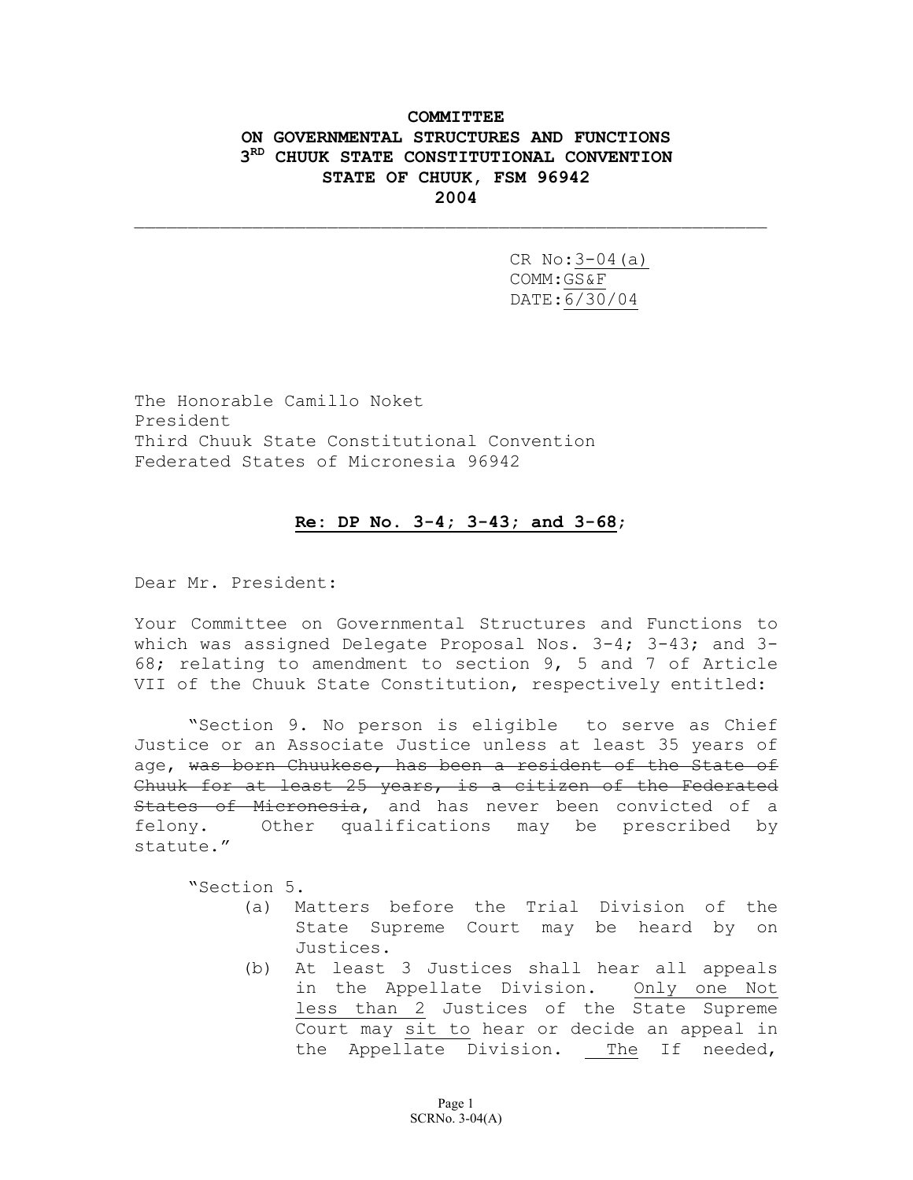**COMMITTEE**
**ON GOVERNMENTAL STRUCTURES AND FUNCTIONS**
**3RD CHUUK STATE CONSTITUTIONAL CONVENTION**
**STATE OF CHUUK, FSM 96942**
**2004**

---

CR No: <u>3-04(a)</u>
COMM: <u>GS&F</u>
DATE: <u>6/30/04</u>

The Honorable Camillo Noket
President
Third Chuuk State Constitutional Convention
Federated States of Micronesia 96942

**<u>Re: DP No. 3-4; 3-43; and 3-68</u>**;

Dear Mr. President:

Your Committee on Governmental Structures and Functions to which was assigned Delegate Proposal Nos. 3-4; 3-43; and 3-68; relating to amendment to section 9, 5 and 7 of Article VII of the Chuuk State Constitution, respectively entitled:

"Section 9. No person is eligible to serve as Chief Justice or an Associate Justice unless at least 35 years of age, ~~was born Chuukese, has been a resident of the State of Chuuk for at least 25 years, is a citizen of the Federated States of Micronesia~~, and has never been convicted of a felony. Other qualifications may be prescribed by statute."

"Section 5.

(a) Matters before the Trial Division of the State Supreme Court may be heard by on Justices.

(b) At least 3 Justices shall hear all appeals in the Appellate Division. <u>Only one Not less than 2</u> Justices of the State Supreme Court may <u>sit to</u> hear or decide an appeal in the Appellate Division. <u>The</u> If needed,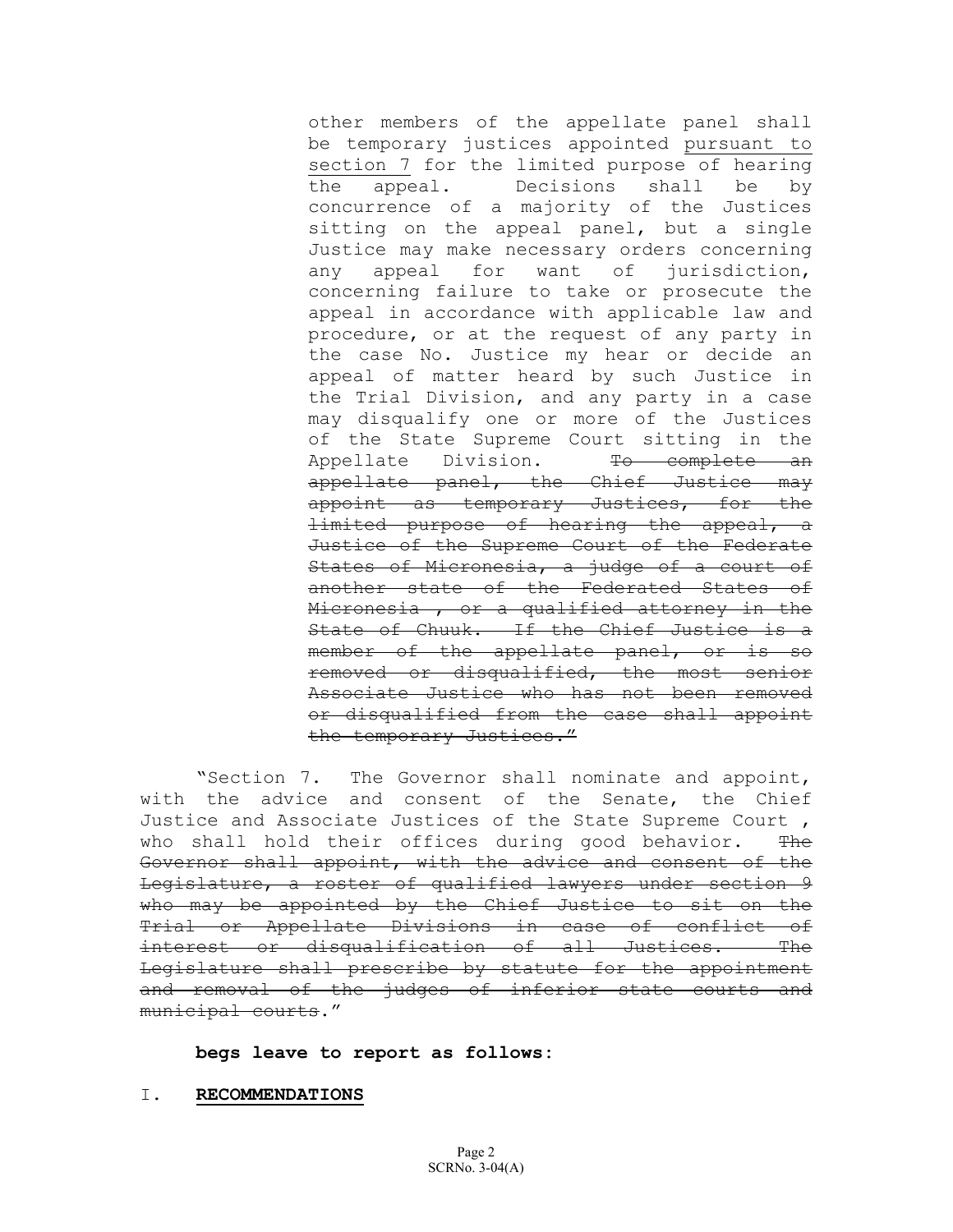other members of the appellate panel shall be temporary justices appointed <u>pursuant to section 7</u> for the limited purpose of hearing the appeal. Decisions shall be by concurrence of a majority of the Justices sitting on the appeal panel, but a single Justice may make necessary orders concerning any appeal for want of jurisdiction, concerning failure to take or prosecute the appeal in accordance with applicable law and procedure, or at the request of any party in the case No. Justice my hear or decide an appeal of matter heard by such Justice in the Trial Division, and any party in a case may disqualify one or more of the Justices of the State Supreme Court sitting in the Appellate Division. ~~To complete an appellate panel, the Chief Justice may appoint as temporary Justices, for the limited purpose of hearing the appeal, a Justice of the Supreme Court of the Federate States of Micronesia, a judge of a court of another state of the Federated States of Micronesia , or a qualified attorney in the State of Chuuk. If the Chief Justice is a member of the appellate panel, or is so removed or disqualified, the most senior Associate Justice who has not been removed or disqualified from the case shall appoint the temporary Justices."~~

"Section 7. The Governor shall nominate and appoint, with the advice and consent of the Senate, the Chief Justice and Associate Justices of the State Supreme Court , who shall hold their offices during good behavior. ~~The Governor shall appoint, with the advice and consent of the Legislature, a roster of qualified lawyers under section 9 who may be appointed by the Chief Justice to sit on the Trial or Appellate Divisions in case of conflict of interest or disqualification of all Justices. The Legislature shall prescribe by statute for the appointment and removal of the judges of inferior state courts and municipal courts~~."

**begs leave to report as follows:**

I. **<u>RECOMMENDATIONS</u>**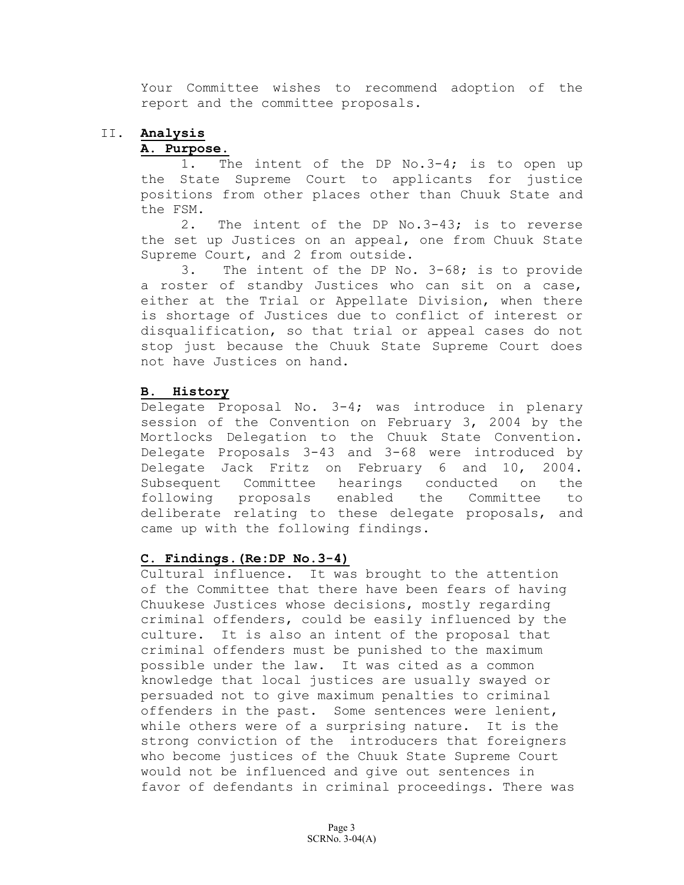Your Committee wishes to recommend adoption of the report and the committee proposals.

## II. Analysis

### A. Purpose.

1. The intent of the DP No.3-4; is to open up the State Supreme Court to applicants for justice positions from other places other than Chuuk State and the FSM.

2. The intent of the DP No.3-43; is to reverse the set up Justices on an appeal, one from Chuuk State Supreme Court, and 2 from outside.

3. The intent of the DP No. 3-68; is to provide a roster of standby Justices who can sit on a case, either at the Trial or Appellate Division, when there is shortage of Justices due to conflict of interest or disqualification, so that trial or appeal cases do not stop just because the Chuuk State Supreme Court does not have Justices on hand.

### B. History

Delegate Proposal No. 3-4; was introduce in plenary session of the Convention on February 3, 2004 by the Mortlocks Delegation to the Chuuk State Convention. Delegate Proposals 3-43 and 3-68 were introduced by Delegate Jack Fritz on February 6 and 10, 2004. Subsequent Committee hearings conducted on the following proposals enabled the Committee to deliberate relating to these delegate proposals, and came up with the following findings.

### C. Findings.(Re:DP No.3-4)

Cultural influence. It was brought to the attention of the Committee that there have been fears of having Chuukese Justices whose decisions, mostly regarding criminal offenders, could be easily influenced by the culture. It is also an intent of the proposal that criminal offenders must be punished to the maximum possible under the law. It was cited as a common knowledge that local justices are usually swayed or persuaded not to give maximum penalties to criminal offenders in the past. Some sentences were lenient, while others were of a surprising nature. It is the strong conviction of the introducers that foreigners who become justices of the Chuuk State Supreme Court would not be influenced and give out sentences in favor of defendants in criminal proceedings. There was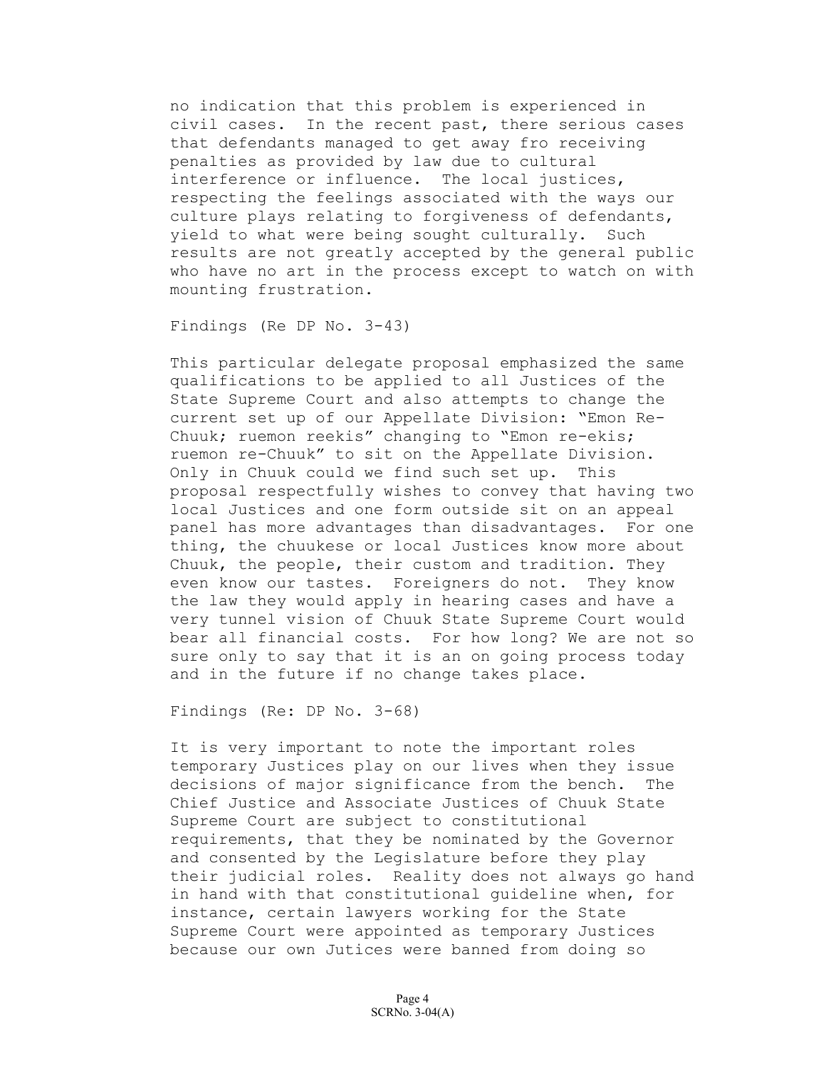no indication that this problem is experienced in civil cases. In the recent past, there serious cases that defendants managed to get away fro receiving penalties as provided by law due to cultural interference or influence. The local justices, respecting the feelings associated with the ways our culture plays relating to forgiveness of defendants, yield to what were being sought culturally. Such results are not greatly accepted by the general public who have no art in the process except to watch on with mounting frustration.

Findings (Re DP No. 3-43)

This particular delegate proposal emphasized the same qualifications to be applied to all Justices of the State Supreme Court and also attempts to change the current set up of our Appellate Division: "Emon Re-Chuuk; ruemon reekis" changing to "Emon re-ekis; ruemon re-Chuuk" to sit on the Appellate Division. Only in Chuuk could we find such set up. This proposal respectfully wishes to convey that having two local Justices and one form outside sit on an appeal panel has more advantages than disadvantages. For one thing, the chuukese or local Justices know more about Chuuk, the people, their custom and tradition. They even know our tastes. Foreigners do not. They know the law they would apply in hearing cases and have a very tunnel vision of Chuuk State Supreme Court would bear all financial costs. For how long? We are not so sure only to say that it is an on going process today and in the future if no change takes place.

Findings (Re: DP No. 3-68)

It is very important to note the important roles temporary Justices play on our lives when they issue decisions of major significance from the bench. The Chief Justice and Associate Justices of Chuuk State Supreme Court are subject to constitutional requirements, that they be nominated by the Governor and consented by the Legislature before they play their judicial roles. Reality does not always go hand in hand with that constitutional guideline when, for instance, certain lawyers working for the State Supreme Court were appointed as temporary Justices because our own Jutices were banned from doing so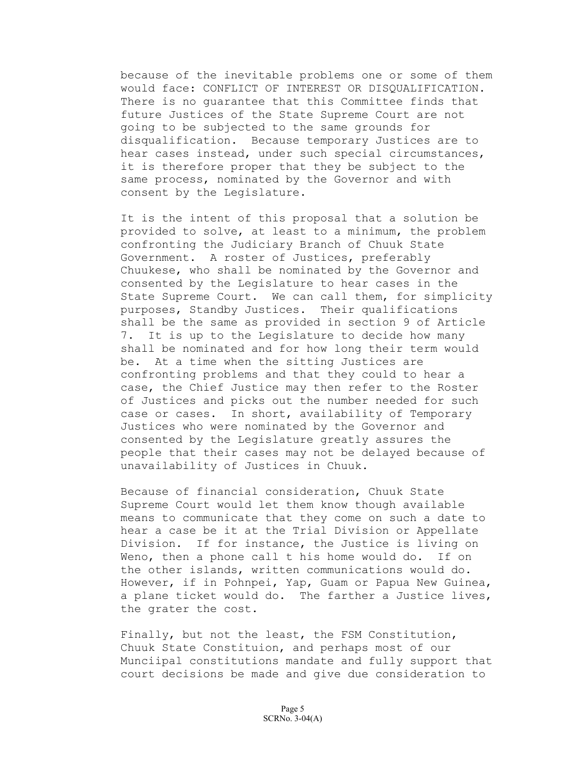because of the inevitable problems one or some of them would face: CONFLICT OF INTEREST OR DISQUALIFICATION. There is no guarantee that this Committee finds that future Justices of the State Supreme Court are not going to be subjected to the same grounds for disqualification. Because temporary Justices are to hear cases instead, under such special circumstances, it is therefore proper that they be subject to the same process, nominated by the Governor and with consent by the Legislature.

It is the intent of this proposal that a solution be provided to solve, at least to a minimum, the problem confronting the Judiciary Branch of Chuuk State Government. A roster of Justices, preferably Chuukese, who shall be nominated by the Governor and consented by the Legislature to hear cases in the State Supreme Court. We can call them, for simplicity purposes, Standby Justices. Their qualifications shall be the same as provided in section 9 of Article 7. It is up to the Legislature to decide how many shall be nominated and for how long their term would be. At a time when the sitting Justices are confronting problems and that they could to hear a case, the Chief Justice may then refer to the Roster of Justices and picks out the number needed for such case or cases. In short, availability of Temporary Justices who were nominated by the Governor and consented by the Legislature greatly assures the people that their cases may not be delayed because of unavailability of Justices in Chuuk.

Because of financial consideration, Chuuk State Supreme Court would let them know though available means to communicate that they come on such a date to hear a case be it at the Trial Division or Appellate Division. If for instance, the Justice is living on Weno, then a phone call t his home would do. If on the other islands, written communications would do. However, if in Pohnpei, Yap, Guam or Papua New Guinea, a plane ticket would do. The farther a Justice lives, the grater the cost.

Finally, but not the least, the FSM Constitution, Chuuk State Constituion, and perhaps most of our Munciipal constitutions mandate and fully support that court decisions be made and give due consideration to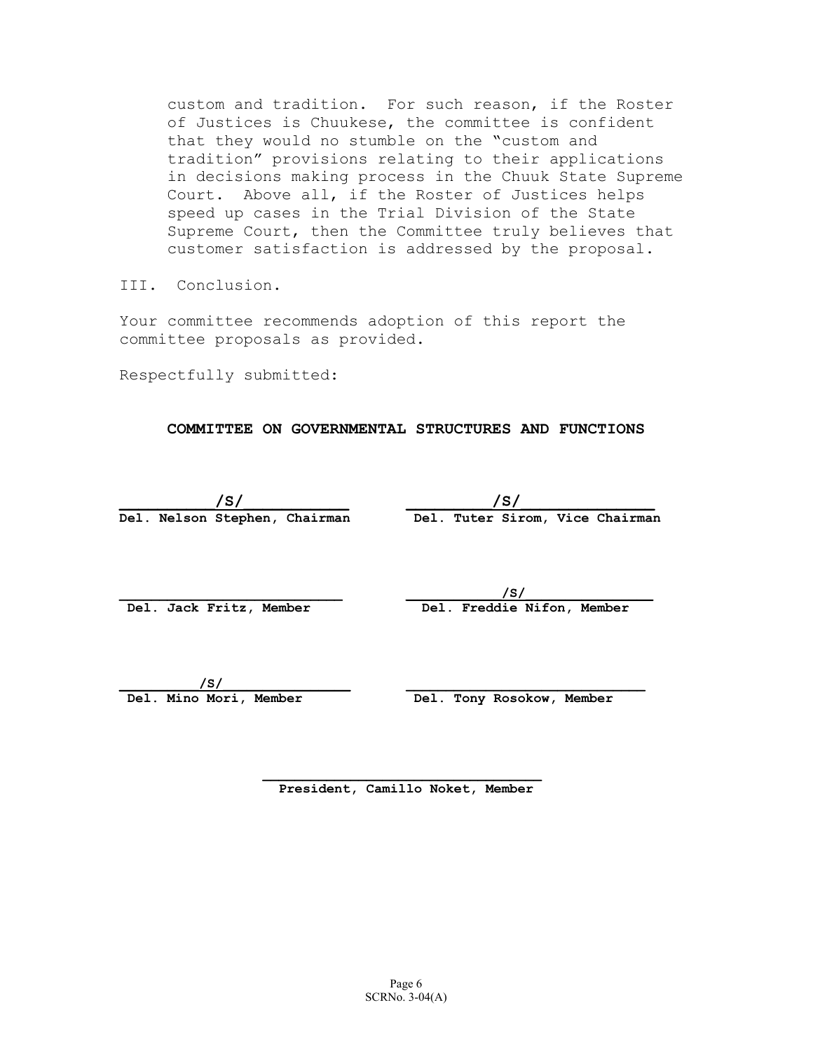custom and tradition. For such reason, if the Roster of Justices is Chuukese, the committee is confident that they would no stumble on the "custom and tradition" provisions relating to their applications in decisions making process in the Chuuk State Supreme Court. Above all, if the Roster of Justices helps speed up cases in the Trial Division of the State Supreme Court, then the Committee truly believes that customer satisfaction is addressed by the proposal.

III. Conclusion.

Your committee recommends adoption of this report the committee proposals as provided.

Respectfully submitted:

**COMMITTEE ON GOVERNMENTAL STRUCTURES AND FUNCTIONS**

/S/
**Del. Nelson Stephen, Chairman**

/S/
**Del. Tuter Sirom, Vice Chairman**

**Del. Jack Fritz, Member**

/S/
**Del. Freddie Nifon, Member**

/S/
**Del. Mino Mori, Member**

**Del. Tony Rosokow, Member**

**President, Camillo Noket, Member**

SCRNo. 3-04(A)